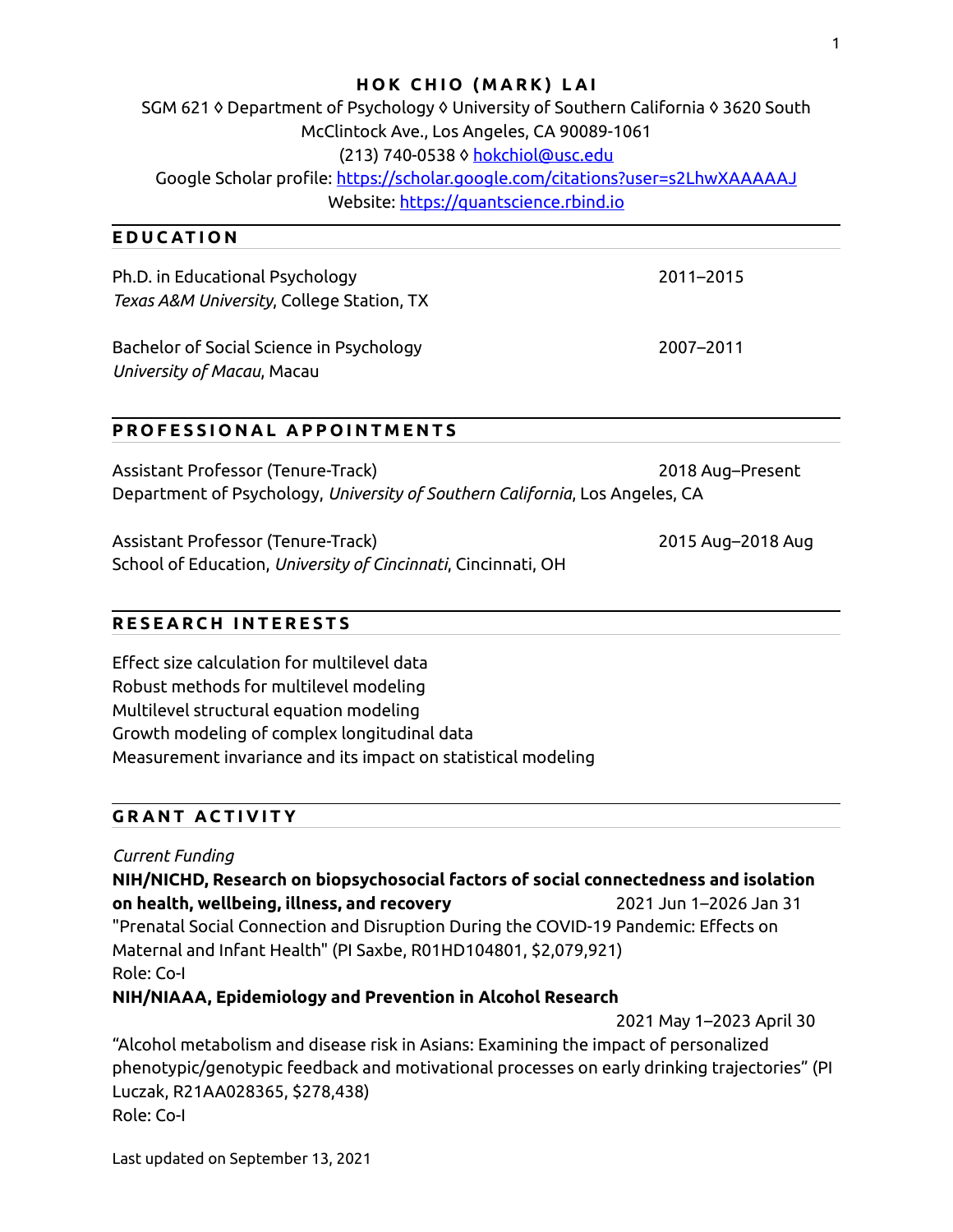# HOK CHIO (MARK) LAI

SGM 621 ◊ Department of Psychology ◊ University of Southern California ◊ 3620 South McClintock Ave., Los Angeles, CA 90089-1061
(213) 740-0538 ◊ [hokchiol@usc.edu](mailto:hokchiol@usc.edu)
Google Scholar profile: [https://scholar.google.com/citations?user=s2LhwXAAAAAJ](https://scholar.google.com/citations?user=s2LhwXAAAAAJ)
Website: [https://quantscience.rbind.io](https://quantscience.rbind.io)

## EDUCATION

Ph.D. in Educational Psychology — 2011–2015
*Texas A&M University*, College Station, TX

Bachelor of Social Science in Psychology — 2007–2011
*University of Macau*, Macau

## PROFESSIONAL APPOINTMENTS

Assistant Professor (Tenure-Track) — 2018 Aug–Present
Department of Psychology, *University of Southern California*, Los Angeles, CA

Assistant Professor (Tenure-Track) — 2015 Aug–2018 Aug
School of Education, *University of Cincinnati*, Cincinnati, OH

## RESEARCH INTERESTS

Effect size calculation for multilevel data
Robust methods for multilevel modeling
Multilevel structural equation modeling
Growth modeling of complex longitudinal data
Measurement invariance and its impact on statistical modeling

## GRANT ACTIVITY

*Current Funding*

**NIH/NICHD, Research on biopsychosocial factors of social connectedness and isolation on health, wellbeing, illness, and recovery** — 2021 Jun 1–2026 Jan 31
"Prenatal Social Connection and Disruption During the COVID-19 Pandemic: Effects on Maternal and Infant Health" (PI Saxbe, R01HD104801, $2,079,921)
Role: Co-I

**NIH/NIAAA, Epidemiology and Prevention in Alcohol Research** — 2021 May 1–2023 April 30
"Alcohol metabolism and disease risk in Asians: Examining the impact of personalized phenotypic/genotypic feedback and motivational processes on early drinking trajectories" (PI Luczak, R21AA028365, $278,438)
Role: Co-I

Last updated on September 13, 2021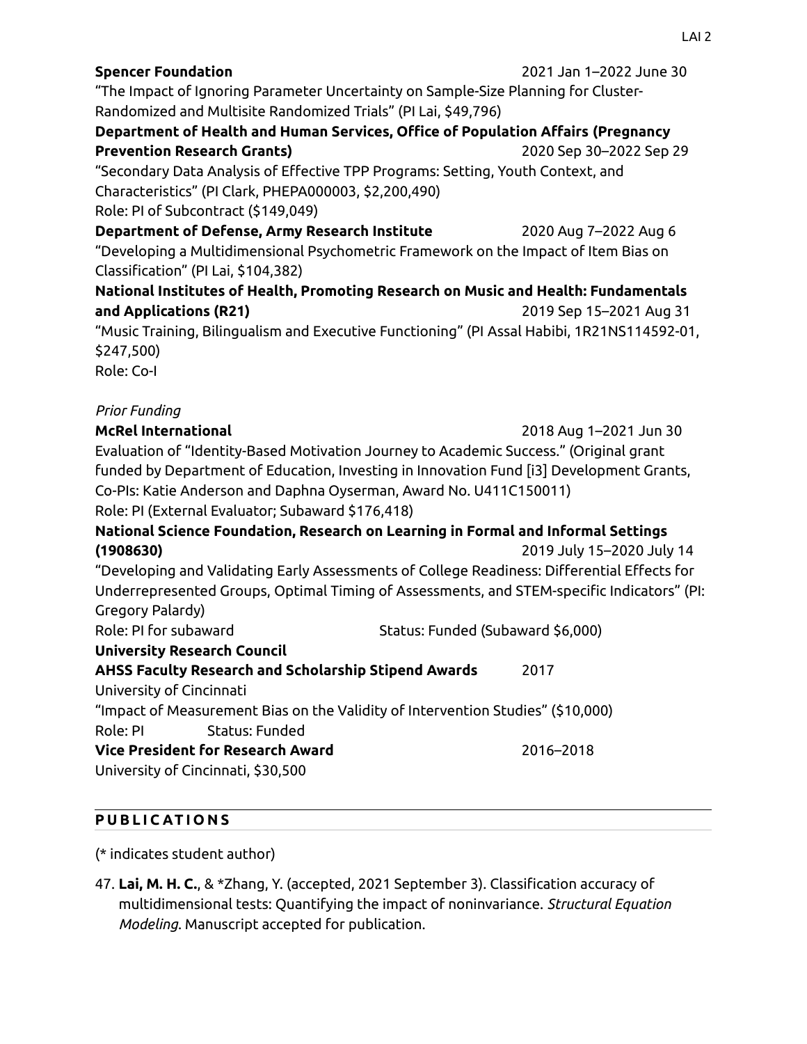**Spencer Foundation** 2021 Jan 1–2022 June 30

"The Impact of Ignoring Parameter Uncertainty on Sample-Size Planning for Cluster-Randomized and Multisite Randomized Trials" (PI Lai, $49,796)

**Department of Health and Human Services, Office of Population Affairs (Pregnancy Prevention Research Grants)** 2020 Sep 30–2022 Sep 29

"Secondary Data Analysis of Effective TPP Programs: Setting, Youth Context, and Characteristics" (PI Clark, PHEPA000003, $2,200,490)
Role: PI of Subcontract ($149,049)

**Department of Defense, Army Research Institute** 2020 Aug 7–2022 Aug 6

"Developing a Multidimensional Psychometric Framework on the Impact of Item Bias on Classification" (PI Lai, $104,382)

**National Institutes of Health, Promoting Research on Music and Health: Fundamentals and Applications (R21)** 2019 Sep 15–2021 Aug 31

"Music Training, Bilingualism and Executive Functioning" (PI Assal Habibi, 1R21NS114592-01, $247,500)
Role: Co-I

*Prior Funding*

**McRel International** 2018 Aug 1–2021 Jun 30

Evaluation of "Identity-Based Motivation Journey to Academic Success." (Original grant funded by Department of Education, Investing in Innovation Fund [i3] Development Grants, Co-PIs: Katie Anderson and Daphna Oyserman, Award No. U411C150011)
Role: PI (External Evaluator; Subaward $176,418)

**National Science Foundation, Research on Learning in Formal and Informal Settings (1908630)** 2019 July 15–2020 July 14

"Developing and Validating Early Assessments of College Readiness: Differential Effects for Underrepresented Groups, Optimal Timing of Assessments, and STEM-specific Indicators" (PI: Gregory Palardy)
Role: PI for subaward Status: Funded (Subaward $6,000)

**University Research Council**

**AHSS Faculty Research and Scholarship Stipend Awards** 2017

University of Cincinnati
"Impact of Measurement Bias on the Validity of Intervention Studies" ($10,000)
Role: PI Status: Funded

**Vice President for Research Award** 2016–2018

University of Cincinnati, $30,500

## PUBLICATIONS

(* indicates student author)

47. **Lai, M. H. C.**, & *Zhang, Y. (accepted, 2021 September 3). Classification accuracy of multidimensional tests: Quantifying the impact of noninvariance. *Structural Equation Modeling*. Manuscript accepted for publication.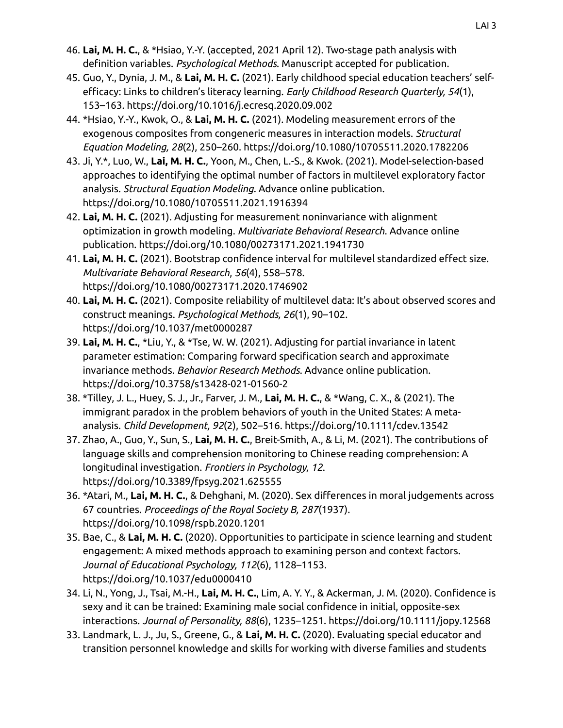46. **Lai, M. H. C.**, & *Hsiao, Y.-Y. (accepted, 2021 April 12). Two-stage path analysis with definition variables. *Psychological Methods*. Manuscript accepted for publication.
45. Guo, Y., Dynia, J. M., & **Lai, M. H. C.** (2021). Early childhood special education teachers' self-efficacy: Links to children's literacy learning. *Early Childhood Research Quarterly, 54*(1), 153–163. https://doi.org/10.1016/j.ecresq.2020.09.002
44. *Hsiao, Y.-Y., Kwok, O., & **Lai, M. H. C.** (2021). Modeling measurement errors of the exogenous composites from congeneric measures in interaction models. *Structural Equation Modeling, 28*(2), 250–260. https://doi.org/10.1080/10705511.2020.1782206
43. Ji, Y.*, Luo, W., **Lai, M. H. C.**, Yoon, M., Chen, L.-S., & Kwok. (2021). Model-selection-based approaches to identifying the optimal number of factors in multilevel exploratory factor analysis. *Structural Equation Modeling*. Advance online publication. https://doi.org/10.1080/10705511.2021.1916394
42. **Lai, M. H. C.** (2021). Adjusting for measurement noninvariance with alignment optimization in growth modeling. *Multivariate Behavioral Research*. Advance online publication. https://doi.org/10.1080/00273171.2021.1941730
41. **Lai, M. H. C.** (2021). Bootstrap confidence interval for multilevel standardized effect size. *Multivariate Behavioral Research*, *56*(4), 558–578. https://doi.org/10.1080/00273171.2020.1746902
40. **Lai, M. H. C.** (2021). Composite reliability of multilevel data: It's about observed scores and construct meanings. *Psychological Methods, 26*(1), 90–102. https://doi.org/10.1037/met0000287
39. **Lai, M. H. C.**, *Liu, Y., & *Tse, W. W. (2021). Adjusting for partial invariance in latent parameter estimation: Comparing forward specification search and approximate invariance methods. *Behavior Research Methods*. Advance online publication. https://doi.org/10.3758/s13428-021-01560-2
38. *Tilley, J. L., Huey, S. J., Jr., Farver, J. M., **Lai, M. H. C.**, & *Wang, C. X., & (2021). The immigrant paradox in the problem behaviors of youth in the United States: A meta-analysis. *Child Development, 92*(2), 502–516. https://doi.org/10.1111/cdev.13542
37. Zhao, A., Guo, Y., Sun, S., **Lai, M. H. C.**, Breit-Smith, A., & Li, M. (2021). The contributions of language skills and comprehension monitoring to Chinese reading comprehension: A longitudinal investigation. *Frontiers in Psychology, 12*. https://doi.org/10.3389/fpsyg.2021.625555
36. *Atari, M., **Lai, M. H. C.**, & Dehghani, M. (2020). Sex differences in moral judgements across 67 countries. *Proceedings of the Royal Society B, 287*(1937). https://doi.org/10.1098/rspb.2020.1201
35. Bae, C., & **Lai, M. H. C.** (2020). Opportunities to participate in science learning and student engagement: A mixed methods approach to examining person and context factors. *Journal of Educational Psychology, 112*(6), 1128–1153. https://doi.org/10.1037/edu0000410
34. Li, N., Yong, J., Tsai, M.-H., **Lai, M. H. C.**, Lim, A. Y. Y., & Ackerman, J. M. (2020). Confidence is sexy and it can be trained: Examining male social confidence in initial, opposite-sex interactions. *Journal of Personality, 88*(6), 1235–1251. https://doi.org/10.1111/jopy.12568
33. Landmark, L. J., Ju, S., Greene, G., & **Lai, M. H. C.** (2020). Evaluating special educator and transition personnel knowledge and skills for working with diverse families and students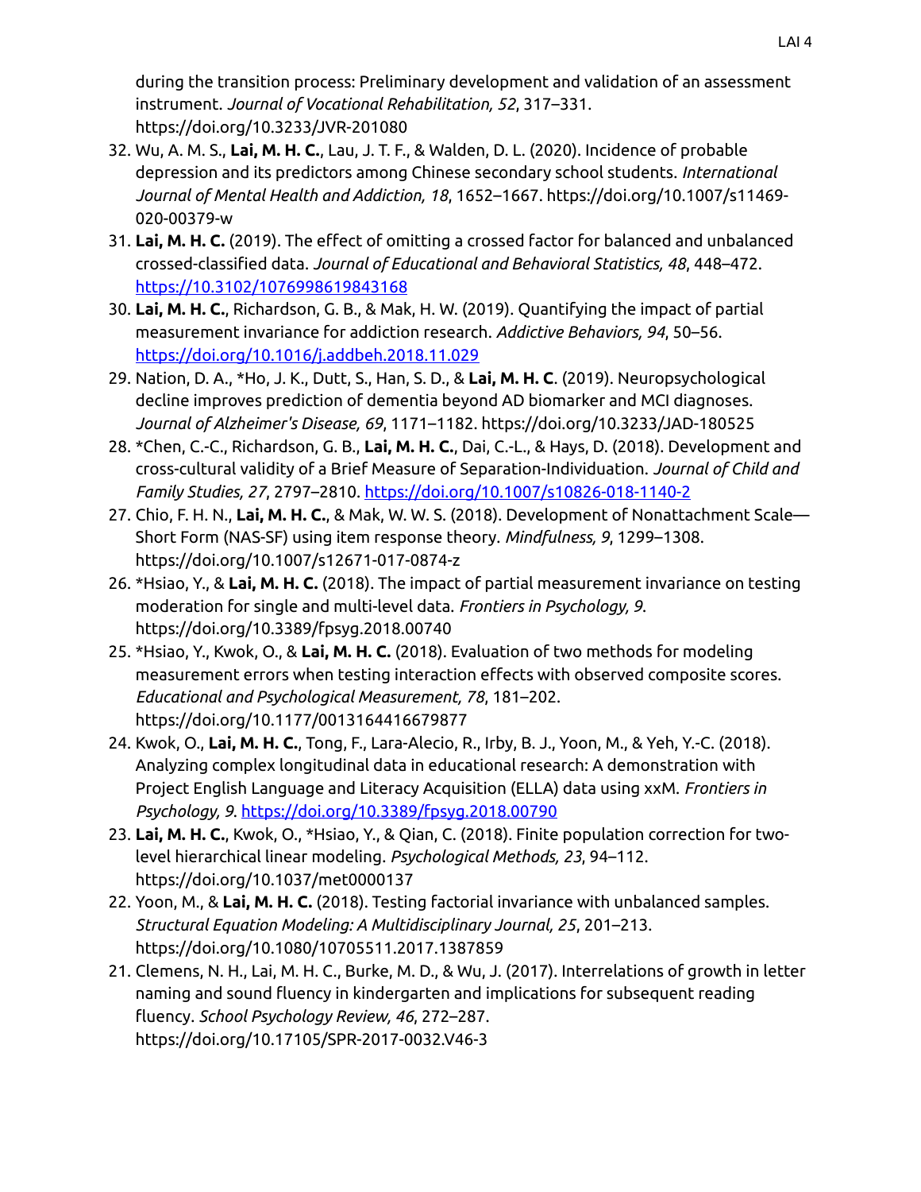during the transition process: Preliminary development and validation of an assessment instrument. *Journal of Vocational Rehabilitation, 52*, 317–331. https://doi.org/10.3233/JVR-201080

32. Wu, A. M. S., **Lai, M. H. C.**, Lau, J. T. F., & Walden, D. L. (2020). Incidence of probable depression and its predictors among Chinese secondary school students. *International Journal of Mental Health and Addiction, 18*, 1652–1667. https://doi.org/10.1007/s11469-020-00379-w
31. **Lai, M. H. C.** (2019). The effect of omitting a crossed factor for balanced and unbalanced crossed-classified data. *Journal of Educational and Behavioral Statistics, 48*, 448–472. https://10.3102/1076998619843168
30. **Lai, M. H. C.**, Richardson, G. B., & Mak, H. W. (2019). Quantifying the impact of partial measurement invariance for addiction research. *Addictive Behaviors, 94*, 50–56. https://doi.org/10.1016/j.addbeh.2018.11.029
29. Nation, D. A., *Ho, J. K., Dutt, S., Han, S. D., & **Lai, M. H. C**. (2019). Neuropsychological decline improves prediction of dementia beyond AD biomarker and MCI diagnoses. *Journal of Alzheimer's Disease, 69*, 1171–1182. https://doi.org/10.3233/JAD-180525
28. *Chen, C.-C., Richardson, G. B., **Lai, M. H. C.**, Dai, C.-L., & Hays, D. (2018). Development and cross-cultural validity of a Brief Measure of Separation-Individuation. *Journal of Child and Family Studies, 27*, 2797–2810. https://doi.org/10.1007/s10826-018-1140-2
27. Chio, F. H. N., **Lai, M. H. C.**, & Mak, W. W. S. (2018). Development of Nonattachment Scale—Short Form (NAS-SF) using item response theory. *Mindfulness, 9*, 1299–1308. https://doi.org/10.1007/s12671-017-0874-z
26. *Hsiao, Y., & **Lai, M. H. C.** (2018). The impact of partial measurement invariance on testing moderation for single and multi-level data. *Frontiers in Psychology, 9*. https://doi.org/10.3389/fpsyg.2018.00740
25. *Hsiao, Y., Kwok, O., & **Lai, M. H. C.** (2018). Evaluation of two methods for modeling measurement errors when testing interaction effects with observed composite scores. *Educational and Psychological Measurement, 78*, 181–202. https://doi.org/10.1177/0013164416679877
24. Kwok, O., **Lai, M. H. C.**, Tong, F., Lara-Alecio, R., Irby, B. J., Yoon, M., & Yeh, Y.-C. (2018). Analyzing complex longitudinal data in educational research: A demonstration with Project English Language and Literacy Acquisition (ELLA) data using xxM. *Frontiers in Psychology, 9*. https://doi.org/10.3389/fpsyg.2018.00790
23. **Lai, M. H. C.**, Kwok, O., *Hsiao, Y., & Qian, C. (2018). Finite population correction for two-level hierarchical linear modeling. *Psychological Methods, 23*, 94–112. https://doi.org/10.1037/met0000137
22. Yoon, M., & **Lai, M. H. C.** (2018). Testing factorial invariance with unbalanced samples. *Structural Equation Modeling: A Multidisciplinary Journal, 25*, 201–213. https://doi.org/10.1080/10705511.2017.1387859
21. Clemens, N. H., Lai, M. H. C., Burke, M. D., & Wu, J. (2017). Interrelations of growth in letter naming and sound fluency in kindergarten and implications for subsequent reading fluency. *School Psychology Review, 46*, 272–287. https://doi.org/10.17105/SPR-2017-0032.V46-3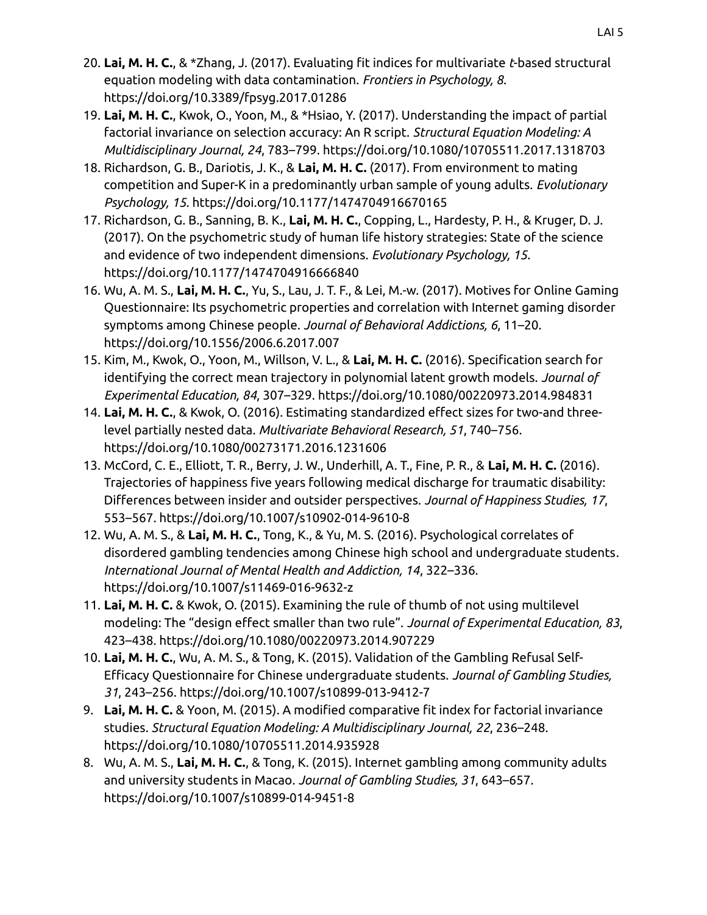20. **Lai, M. H. C.**, & *Zhang, J. (2017). Evaluating fit indices for multivariate *t*-based structural equation modeling with data contamination. *Frontiers in Psychology, 8*. https://doi.org/10.3389/fpsyg.2017.01286
19. **Lai, M. H. C.**, Kwok, O., Yoon, M., & *Hsiao, Y. (2017). Understanding the impact of partial factorial invariance on selection accuracy: An R script. *Structural Equation Modeling: A Multidisciplinary Journal, 24*, 783–799. https://doi.org/10.1080/10705511.2017.1318703
18. Richardson, G. B., Dariotis, J. K., & **Lai, M. H. C.** (2017). From environment to mating competition and Super-K in a predominantly urban sample of young adults. *Evolutionary Psychology, 15*. https://doi.org/10.1177/1474704916670165
17. Richardson, G. B., Sanning, B. K., **Lai, M. H. C.**, Copping, L., Hardesty, P. H., & Kruger, D. J. (2017). On the psychometric study of human life history strategies: State of the science and evidence of two independent dimensions. *Evolutionary Psychology, 15*. https://doi.org/10.1177/1474704916666840
16. Wu, A. M. S., **Lai, M. H. C.**, Yu, S., Lau, J. T. F., & Lei, M.-w. (2017). Motives for Online Gaming Questionnaire: Its psychometric properties and correlation with Internet gaming disorder symptoms among Chinese people. *Journal of Behavioral Addictions, 6*, 11–20. https://doi.org/10.1556/2006.6.2017.007
15. Kim, M., Kwok, O., Yoon, M., Willson, V. L., & **Lai, M. H. C.** (2016). Specification search for identifying the correct mean trajectory in polynomial latent growth models. *Journal of Experimental Education, 84*, 307–329. https://doi.org/10.1080/00220973.2014.984831
14. **Lai, M. H. C.**, & Kwok, O. (2016). Estimating standardized effect sizes for two-and three-level partially nested data. *Multivariate Behavioral Research, 51*, 740–756. https://doi.org/10.1080/00273171.2016.1231606
13. McCord, C. E., Elliott, T. R., Berry, J. W., Underhill, A. T., Fine, P. R., & **Lai, M. H. C.** (2016). Trajectories of happiness five years following medical discharge for traumatic disability: Differences between insider and outsider perspectives. *Journal of Happiness Studies, 17*, 553–567. https://doi.org/10.1007/s10902-014-9610-8
12. Wu, A. M. S., & **Lai, M. H. C.**, Tong, K., & Yu, M. S. (2016). Psychological correlates of disordered gambling tendencies among Chinese high school and undergraduate students. *International Journal of Mental Health and Addiction, 14*, 322–336. https://doi.org/10.1007/s11469-016-9632-z
11. **Lai, M. H. C.** & Kwok, O. (2015). Examining the rule of thumb of not using multilevel modeling: The "design effect smaller than two rule". *Journal of Experimental Education, 83*, 423–438. https://doi.org/10.1080/00220973.2014.907229
10. **Lai, M. H. C.**, Wu, A. M. S., & Tong, K. (2015). Validation of the Gambling Refusal Self-Efficacy Questionnaire for Chinese undergraduate students. *Journal of Gambling Studies, 31*, 243–256. https://doi.org/10.1007/s10899-013-9412-7
9. **Lai, M. H. C.** & Yoon, M. (2015). A modified comparative fit index for factorial invariance studies. *Structural Equation Modeling: A Multidisciplinary Journal, 22*, 236–248. https://doi.org/10.1080/10705511.2014.935928
8. Wu, A. M. S., **Lai, M. H. C.**, & Tong, K. (2015). Internet gambling among community adults and university students in Macao. *Journal of Gambling Studies, 31*, 643–657. https://doi.org/10.1007/s10899-014-9451-8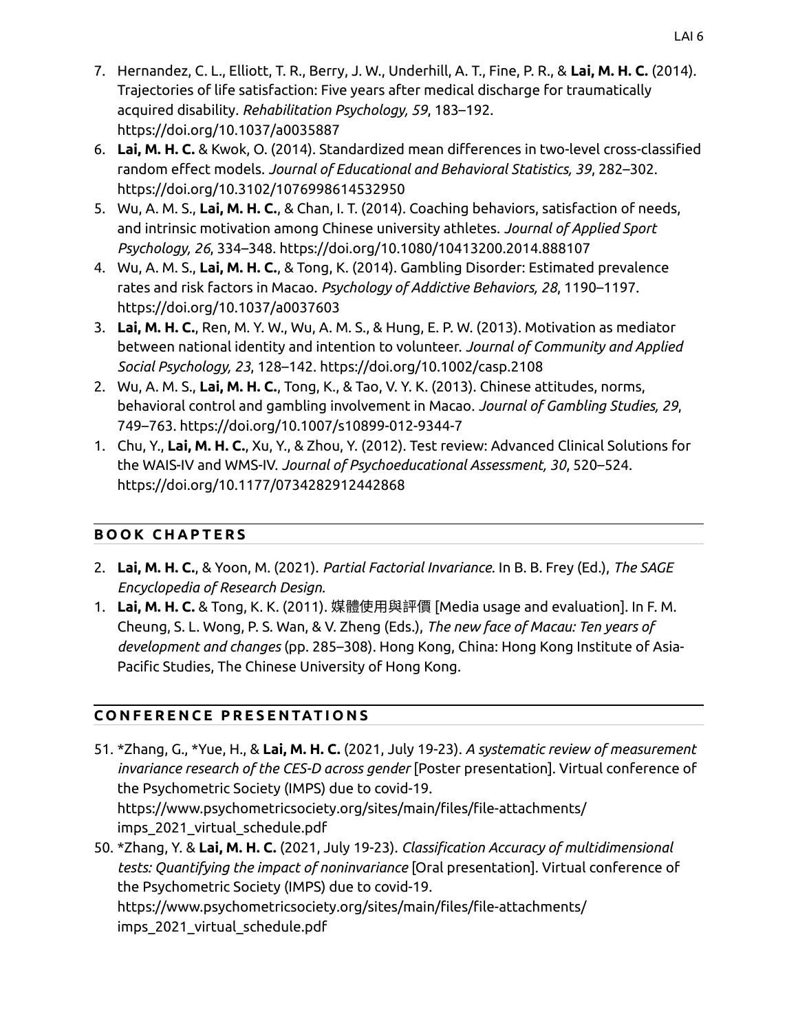7. Hernandez, C. L., Elliott, T. R., Berry, J. W., Underhill, A. T., Fine, P. R., & **Lai, M. H. C.** (2014). Trajectories of life satisfaction: Five years after medical discharge for traumatically acquired disability. *Rehabilitation Psychology, 59*, 183–192. https://doi.org/10.1037/a0035887
6. **Lai, M. H. C.** & Kwok, O. (2014). Standardized mean differences in two-level cross-classified random effect models. *Journal of Educational and Behavioral Statistics, 39*, 282–302. https://doi.org/10.3102/1076998614532950
5. Wu, A. M. S., **Lai, M. H. C.**, & Chan, I. T. (2014). Coaching behaviors, satisfaction of needs, and intrinsic motivation among Chinese university athletes. *Journal of Applied Sport Psychology, 26*, 334–348. https://doi.org/10.1080/10413200.2014.888107
4. Wu, A. M. S., **Lai, M. H. C.**, & Tong, K. (2014). Gambling Disorder: Estimated prevalence rates and risk factors in Macao. *Psychology of Addictive Behaviors, 28*, 1190–1197. https://doi.org/10.1037/a0037603
3. **Lai, M. H. C.**, Ren, M. Y. W., Wu, A. M. S., & Hung, E. P. W. (2013). Motivation as mediator between national identity and intention to volunteer. *Journal of Community and Applied Social Psychology, 23*, 128–142. https://doi.org/10.1002/casp.2108
2. Wu, A. M. S., **Lai, M. H. C.**, Tong, K., & Tao, V. Y. K. (2013). Chinese attitudes, norms, behavioral control and gambling involvement in Macao. *Journal of Gambling Studies, 29*, 749–763. https://doi.org/10.1007/s10899-012-9344-7
1. Chu, Y., **Lai, M. H. C.**, Xu, Y., & Zhou, Y. (2012). Test review: Advanced Clinical Solutions for the WAIS-IV and WMS-IV. *Journal of Psychoeducational Assessment, 30*, 520–524. https://doi.org/10.1177/0734282912442868

## BOOK CHAPTERS

2. **Lai, M. H. C.**, & Yoon, M. (2021). *Partial Factorial Invariance*. In B. B. Frey (Ed.), *The SAGE Encyclopedia of Research Design*.
1. **Lai, M. H. C.** & Tong, K. K. (2011). 媒體使用與評價 [Media usage and evaluation]. In F. M. Cheung, S. L. Wong, P. S. Wan, & V. Zheng (Eds.), *The new face of Macau: Ten years of development and changes* (pp. 285–308). Hong Kong, China: Hong Kong Institute of Asia-Pacific Studies, The Chinese University of Hong Kong.

## CONFERENCE PRESENTATIONS

51. *Zhang, G., *Yue, H., & **Lai, M. H. C.** (2021, July 19-23). *A systematic review of measurement invariance research of the CES-D across gender* [Poster presentation]. Virtual conference of the Psychometric Society (IMPS) due to covid-19. https://www.psychometricsociety.org/sites/main/files/file-attachments/imps_2021_virtual_schedule.pdf
50. *Zhang, Y. & **Lai, M. H. C.** (2021, July 19-23). *Classification Accuracy of multidimensional tests: Quantifying the impact of noninvariance* [Oral presentation]. Virtual conference of the Psychometric Society (IMPS) due to covid-19. https://www.psychometricsociety.org/sites/main/files/file-attachments/imps_2021_virtual_schedule.pdf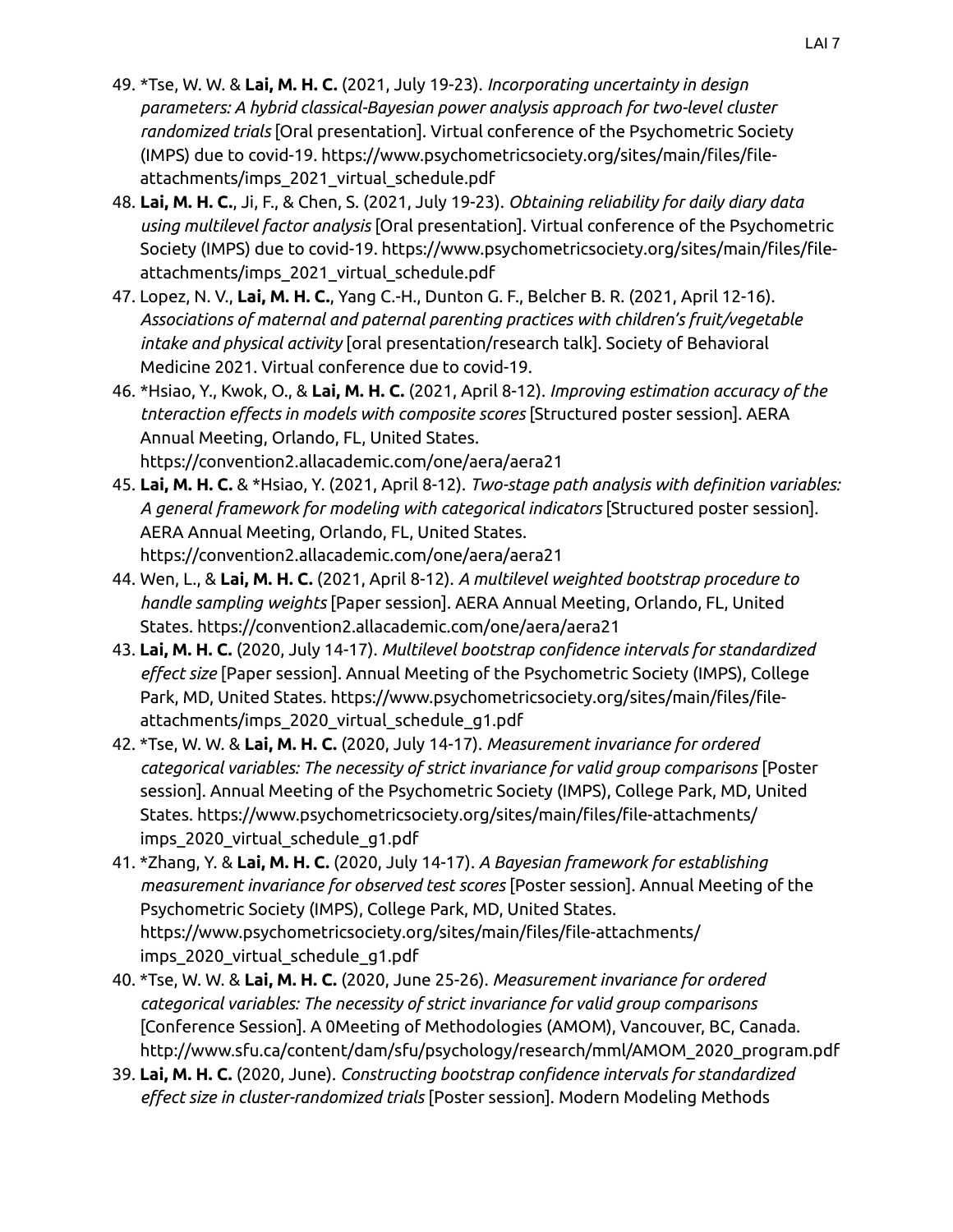49. *Tse, W. W. & **Lai, M. H. C.** (2021, July 19-23). *Incorporating uncertainty in design parameters: A hybrid classical-Bayesian power analysis approach for two-level cluster randomized trials* [Oral presentation]. Virtual conference of the Psychometric Society (IMPS) due to covid-19. https://www.psychometricsociety.org/sites/main/files/file-attachments/imps_2021_virtual_schedule.pdf
48. **Lai, M. H. C.**, Ji, F., & Chen, S. (2021, July 19-23). *Obtaining reliability for daily diary data using multilevel factor analysis* [Oral presentation]. Virtual conference of the Psychometric Society (IMPS) due to covid-19. https://www.psychometricsociety.org/sites/main/files/file-attachments/imps_2021_virtual_schedule.pdf
47. Lopez, N. V., **Lai, M. H. C.**, Yang C.-H., Dunton G. F., Belcher B. R. (2021, April 12-16). *Associations of maternal and paternal parenting practices with children's fruit/vegetable intake and physical activity* [oral presentation/research talk]. Society of Behavioral Medicine 2021. Virtual conference due to covid-19.
46. *Hsiao, Y., Kwok, O., & **Lai, M. H. C.** (2021, April 8-12). *Improving estimation accuracy of the tnteraction effects in models with composite scores* [Structured poster session]. AERA Annual Meeting, Orlando, FL, United States. https://convention2.allacademic.com/one/aera/aera21
45. **Lai, M. H. C.** & *Hsiao, Y. (2021, April 8-12). *Two-stage path analysis with definition variables: A general framework for modeling with categorical indicators* [Structured poster session]. AERA Annual Meeting, Orlando, FL, United States. https://convention2.allacademic.com/one/aera/aera21
44. Wen, L., & **Lai, M. H. C.** (2021, April 8-12). *A multilevel weighted bootstrap procedure to handle sampling weights* [Paper session]. AERA Annual Meeting, Orlando, FL, United States. https://convention2.allacademic.com/one/aera/aera21
43. **Lai, M. H. C.** (2020, July 14-17). *Multilevel bootstrap confidence intervals for standardized effect size* [Paper session]. Annual Meeting of the Psychometric Society (IMPS), College Park, MD, United States. https://www.psychometricsociety.org/sites/main/files/file-attachments/imps_2020_virtual_schedule_g1.pdf
42. *Tse, W. W. & **Lai, M. H. C.** (2020, July 14-17). *Measurement invariance for ordered categorical variables: The necessity of strict invariance for valid group comparisons* [Poster session]. Annual Meeting of the Psychometric Society (IMPS), College Park, MD, United States. https://www.psychometricsociety.org/sites/main/files/file-attachments/imps_2020_virtual_schedule_g1.pdf
41. *Zhang, Y. & **Lai, M. H. C.** (2020, July 14-17). *A Bayesian framework for establishing measurement invariance for observed test scores* [Poster session]. Annual Meeting of the Psychometric Society (IMPS), College Park, MD, United States. https://www.psychometricsociety.org/sites/main/files/file-attachments/imps_2020_virtual_schedule_g1.pdf
40. *Tse, W. W. & **Lai, M. H. C.** (2020, June 25-26). *Measurement invariance for ordered categorical variables: The necessity of strict invariance for valid group comparisons* [Conference Session]. A 0Meeting of Methodologies (AMOM), Vancouver, BC, Canada. http://www.sfu.ca/content/dam/sfu/psychology/research/mml/AMOM_2020_program.pdf
39. **Lai, M. H. C.** (2020, June). *Constructing bootstrap confidence intervals for standardized effect size in cluster-randomized trials* [Poster session]. Modern Modeling Methods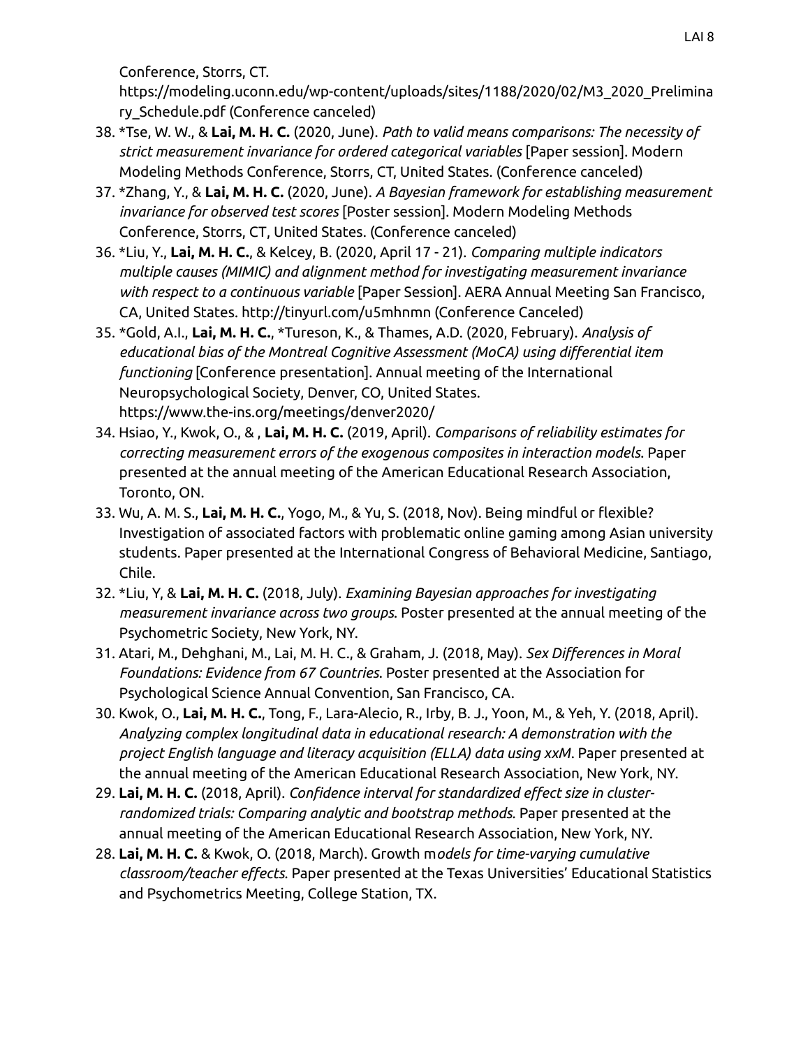Conference, Storrs, CT. https://modeling.uconn.edu/wp-content/uploads/sites/1188/2020/02/M3_2020_Preliminary_Schedule.pdf (Conference canceled)

38. *Tse, W. W., & **Lai, M. H. C.** (2020, June). *Path to valid means comparisons: The necessity of strict measurement invariance for ordered categorical variables* [Paper session]. Modern Modeling Methods Conference, Storrs, CT, United States. (Conference canceled)
37. *Zhang, Y., & **Lai, M. H. C.** (2020, June). *A Bayesian framework for establishing measurement invariance for observed test scores* [Poster session]. Modern Modeling Methods Conference, Storrs, CT, United States. (Conference canceled)
36. *Liu, Y., **Lai, M. H. C.**, & Kelcey, B. (2020, April 17 - 21). *Comparing multiple indicators multiple causes (MIMIC) and alignment method for investigating measurement invariance with respect to a continuous variable* [Paper Session]. AERA Annual Meeting San Francisco, CA, United States. http://tinyurl.com/u5mhnmn (Conference Canceled)
35. *Gold, A.I., **Lai, M. H. C.**, *Tureson, K., & Thames, A.D. (2020, February). *Analysis of educational bias of the Montreal Cognitive Assessment (MoCA) using differential item functioning* [Conference presentation]. Annual meeting of the International Neuropsychological Society, Denver, CO, United States. https://www.the-ins.org/meetings/denver2020/
34. Hsiao, Y., Kwok, O., & , **Lai, M. H. C.** (2019, April). *Comparisons of reliability estimates for correcting measurement errors of the exogenous composites in interaction models*. Paper presented at the annual meeting of the American Educational Research Association, Toronto, ON.
33. Wu, A. M. S., **Lai, M. H. C.**, Yogo, M., & Yu, S. (2018, Nov). Being mindful or flexible? Investigation of associated factors with problematic online gaming among Asian university students. Paper presented at the International Congress of Behavioral Medicine, Santiago, Chile.
32. *Liu, Y, & **Lai, M. H. C.** (2018, July). *Examining Bayesian approaches for investigating measurement invariance across two groups*. Poster presented at the annual meeting of the Psychometric Society, New York, NY.
31. Atari, M., Dehghani, M., Lai, M. H. C., & Graham, J. (2018, May). *Sex Differences in Moral Foundations: Evidence from 67 Countries*. Poster presented at the Association for Psychological Science Annual Convention, San Francisco, CA.
30. Kwok, O., **Lai, M. H. C.**, Tong, F., Lara-Alecio, R., Irby, B. J., Yoon, M., & Yeh, Y. (2018, April). *Analyzing complex longitudinal data in educational research: A demonstration with the project English language and literacy acquisition (ELLA) data using xxM*. Paper presented at the annual meeting of the American Educational Research Association, New York, NY.
29. **Lai, M. H. C.** (2018, April). *Confidence interval for standardized effect size in cluster-randomized trials: Comparing analytic and bootstrap methods.* Paper presented at the annual meeting of the American Educational Research Association, New York, NY.
28. **Lai, M. H. C.** & Kwok, O. (2018, March). Growth m*odels for time-varying cumulative classroom/teacher effects*. Paper presented at the Texas Universities' Educational Statistics and Psychometrics Meeting, College Station, TX.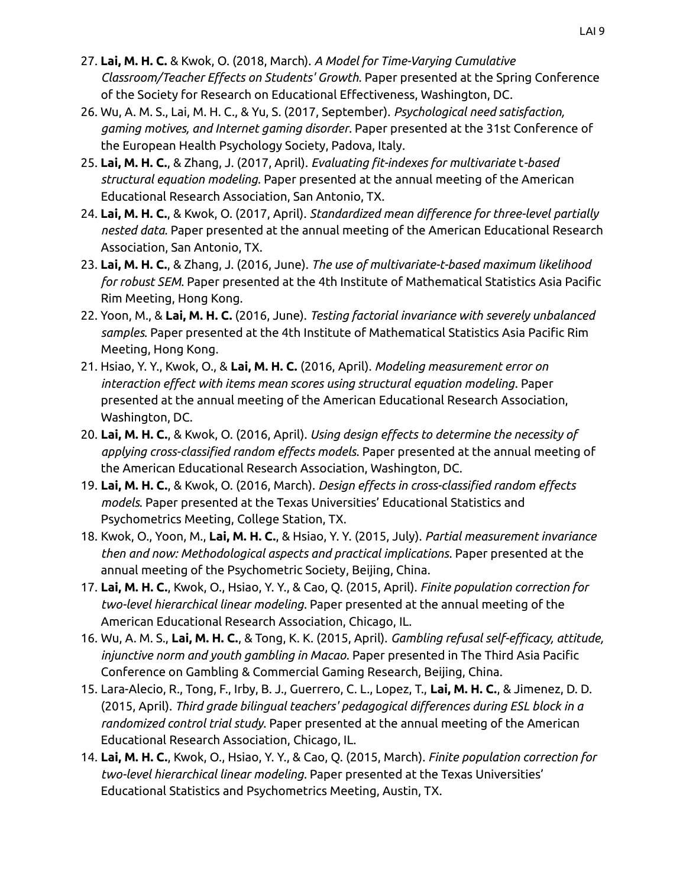27. **Lai, M. H. C.** & Kwok, O. (2018, March). *A Model for Time-Varying Cumulative Classroom/Teacher Effects on Students' Growth*. Paper presented at the Spring Conference of the Society for Research on Educational Effectiveness, Washington, DC.
26. Wu, A. M. S., Lai, M. H. C., & Yu, S. (2017, September). *Psychological need satisfaction, gaming motives, and Internet gaming disorder*. Paper presented at the 31st Conference of the European Health Psychology Society, Padova, Italy.
25. **Lai, M. H. C.**, & Zhang, J. (2017, April). *Evaluating fit-indexes for multivariate* t*-based structural equation modeling*. Paper presented at the annual meeting of the American Educational Research Association, San Antonio, TX.
24. **Lai, M. H. C.**, & Kwok, O. (2017, April). *Standardized mean difference for three-level partially nested data*. Paper presented at the annual meeting of the American Educational Research Association, San Antonio, TX.
23. **Lai, M. H. C.**, & Zhang, J. (2016, June). *The use of multivariate-t-based maximum likelihood for robust SEM*. Paper presented at the 4th Institute of Mathematical Statistics Asia Pacific Rim Meeting, Hong Kong.
22. Yoon, M., & **Lai, M. H. C.** (2016, June). *Testing factorial invariance with severely unbalanced samples*. Paper presented at the 4th Institute of Mathematical Statistics Asia Pacific Rim Meeting, Hong Kong.
21. Hsiao, Y. Y., Kwok, O., & **Lai, M. H. C.** (2016, April). *Modeling measurement error on interaction effect with items mean scores using structural equation modeling*. Paper presented at the annual meeting of the American Educational Research Association, Washington, DC.
20. **Lai, M. H. C.**, & Kwok, O. (2016, April). *Using design effects to determine the necessity of applying cross-classified random effects models*. Paper presented at the annual meeting of the American Educational Research Association, Washington, DC.
19. **Lai, M. H. C.**, & Kwok, O. (2016, March). *Design effects in cross-classified random effects models*. Paper presented at the Texas Universities' Educational Statistics and Psychometrics Meeting, College Station, TX.
18. Kwok, O., Yoon, M., **Lai, M. H. C.**, & Hsiao, Y. Y. (2015, July). *Partial measurement invariance then and now: Methodological aspects and practical implications*. Paper presented at the annual meeting of the Psychometric Society, Beijing, China.
17. **Lai, M. H. C.**, Kwok, O., Hsiao, Y. Y., & Cao, Q. (2015, April). *Finite population correction for two-level hierarchical linear modeling*. Paper presented at the annual meeting of the American Educational Research Association, Chicago, IL.
16. Wu, A. M. S., **Lai, M. H. C.**, & Tong, K. K. (2015, April). *Gambling refusal self-efficacy, attitude, injunctive norm and youth gambling in Macao*. Paper presented in The Third Asia Pacific Conference on Gambling & Commercial Gaming Research, Beijing, China.
15. Lara-Alecio, R., Tong, F., Irby, B. J., Guerrero, C. L., Lopez, T., **Lai, M. H. C.**, & Jimenez, D. D. (2015, April). *Third grade bilingual teachers' pedagogical differences during ESL block in a randomized control trial study*. Paper presented at the annual meeting of the American Educational Research Association, Chicago, IL.
14. **Lai, M. H. C.**, Kwok, O., Hsiao, Y. Y., & Cao, Q. (2015, March). *Finite population correction for two-level hierarchical linear modeling*. Paper presented at the Texas Universities' Educational Statistics and Psychometrics Meeting, Austin, TX.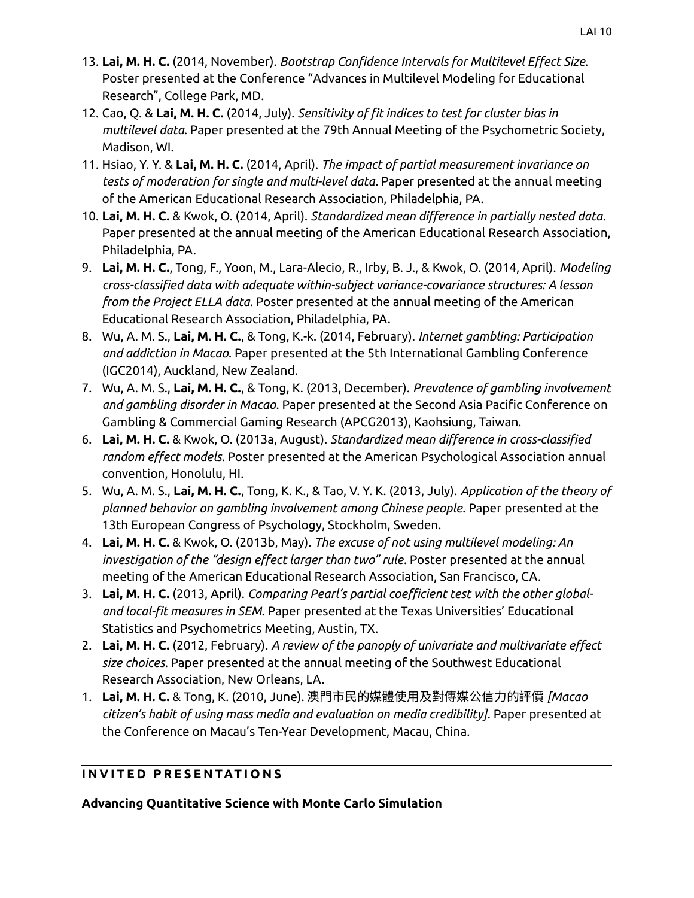13. **Lai, M. H. C.** (2014, November). *Bootstrap Confidence Intervals for Multilevel Effect Size*. Poster presented at the Conference "Advances in Multilevel Modeling for Educational Research", College Park, MD.
12. Cao, Q. & **Lai, M. H. C.** (2014, July). *Sensitivity of fit indices to test for cluster bias in multilevel data*. Paper presented at the 79th Annual Meeting of the Psychometric Society, Madison, WI.
11. Hsiao, Y. Y. & **Lai, M. H. C.** (2014, April). *The impact of partial measurement invariance on tests of moderation for single and multi-level data*. Paper presented at the annual meeting of the American Educational Research Association, Philadelphia, PA.
10. **Lai, M. H. C.** & Kwok, O. (2014, April). *Standardized mean difference in partially nested data*. Paper presented at the annual meeting of the American Educational Research Association, Philadelphia, PA.
9. **Lai, M. H. C.**, Tong, F., Yoon, M., Lara-Alecio, R., Irby, B. J., & Kwok, O. (2014, April). *Modeling cross-classified data with adequate within-subject variance-covariance structures: A lesson from the Project ELLA data*. Poster presented at the annual meeting of the American Educational Research Association, Philadelphia, PA.
8. Wu, A. M. S., **Lai, M. H. C.**, & Tong, K.-k. (2014, February). *Internet gambling: Participation and addiction in Macao*. Paper presented at the 5th International Gambling Conference (IGC2014), Auckland, New Zealand.
7. Wu, A. M. S., **Lai, M. H. C.**, & Tong, K. (2013, December). *Prevalence of gambling involvement and gambling disorder in Macao*. Paper presented at the Second Asia Pacific Conference on Gambling & Commercial Gaming Research (APCG2013), Kaohsiung, Taiwan.
6. **Lai, M. H. C.** & Kwok, O. (2013a, August). *Standardized mean difference in cross-classified random effect models*. Poster presented at the American Psychological Association annual convention, Honolulu, HI.
5. Wu, A. M. S., **Lai, M. H. C.**, Tong, K. K., & Tao, V. Y. K. (2013, July). *Application of the theory of planned behavior on gambling involvement among Chinese people*. Paper presented at the 13th European Congress of Psychology, Stockholm, Sweden.
4. **Lai, M. H. C.** & Kwok, O. (2013b, May). *The excuse of not using multilevel modeling: An investigation of the "design effect larger than two" rule*. Poster presented at the annual meeting of the American Educational Research Association, San Francisco, CA.
3. **Lai, M. H. C.** (2013, April). *Comparing Pearl's partial coefficient test with the other global- and local-fit measures in SEM*. Paper presented at the Texas Universities' Educational Statistics and Psychometrics Meeting, Austin, TX.
2. **Lai, M. H. C.** (2012, February). *A review of the panoply of univariate and multivariate effect size choices*. Paper presented at the annual meeting of the Southwest Educational Research Association, New Orleans, LA.
1. **Lai, M. H. C.** & Tong, K. (2010, June). 澳門市民的媒體使用及對傳媒公信力的評價 *[Macao citizen's habit of using mass media and evaluation on media credibility]*. Paper presented at the Conference on Macau's Ten-Year Development, Macau, China.

## INVITED PRESENTATIONS

**Advancing Quantitative Science with Monte Carlo Simulation**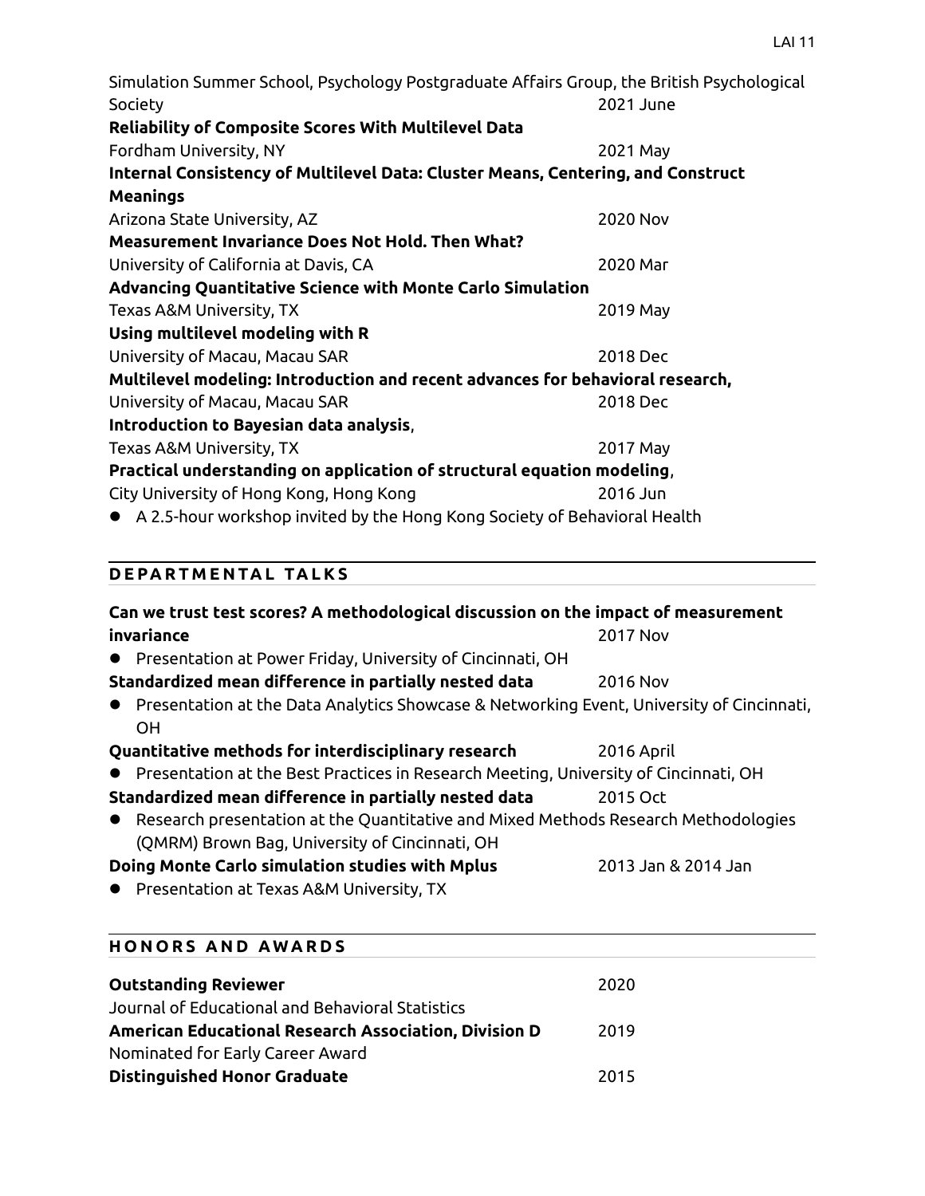Simulation Summer School, Psychology Postgraduate Affairs Group, the British Psychological Society 2021 June

**Reliability of Composite Scores With Multilevel Data**
Fordham University, NY 2021 May

**Internal Consistency of Multilevel Data: Cluster Means, Centering, and Construct Meanings**
Arizona State University, AZ 2020 Nov

**Measurement Invariance Does Not Hold. Then What?**
University of California at Davis, CA 2020 Mar

**Advancing Quantitative Science with Monte Carlo Simulation**
Texas A&M University, TX 2019 May

**Using multilevel modeling with R**
University of Macau, Macau SAR 2018 Dec

**Multilevel modeling: Introduction and recent advances for behavioral research,**
University of Macau, Macau SAR 2018 Dec

**Introduction to Bayesian data analysis**,
Texas A&M University, TX 2017 May

**Practical understanding on application of structural equation modeling**,
City University of Hong Kong, Hong Kong 2016 Jun

- A 2.5-hour workshop invited by the Hong Kong Society of Behavioral Health

## DEPARTMENTAL TALKS

**Can we trust test scores? A methodological discussion on the impact of measurement invariance** 2017 Nov

- Presentation at Power Friday, University of Cincinnati, OH

**Standardized mean difference in partially nested data** 2016 Nov

- Presentation at the Data Analytics Showcase & Networking Event, University of Cincinnati, OH

**Quantitative methods for interdisciplinary research** 2016 April

- Presentation at the Best Practices in Research Meeting, University of Cincinnati, OH

**Standardized mean difference in partially nested data** 2015 Oct

- Research presentation at the Quantitative and Mixed Methods Research Methodologies (QMRM) Brown Bag, University of Cincinnati, OH

**Doing Monte Carlo simulation studies with Mplus** 2013 Jan & 2014 Jan

- Presentation at Texas A&M University, TX

## HONORS AND AWARDS

**Outstanding Reviewer** 2020
Journal of Educational and Behavioral Statistics

**American Educational Research Association, Division D** 2019
Nominated for Early Career Award

**Distinguished Honor Graduate** 2015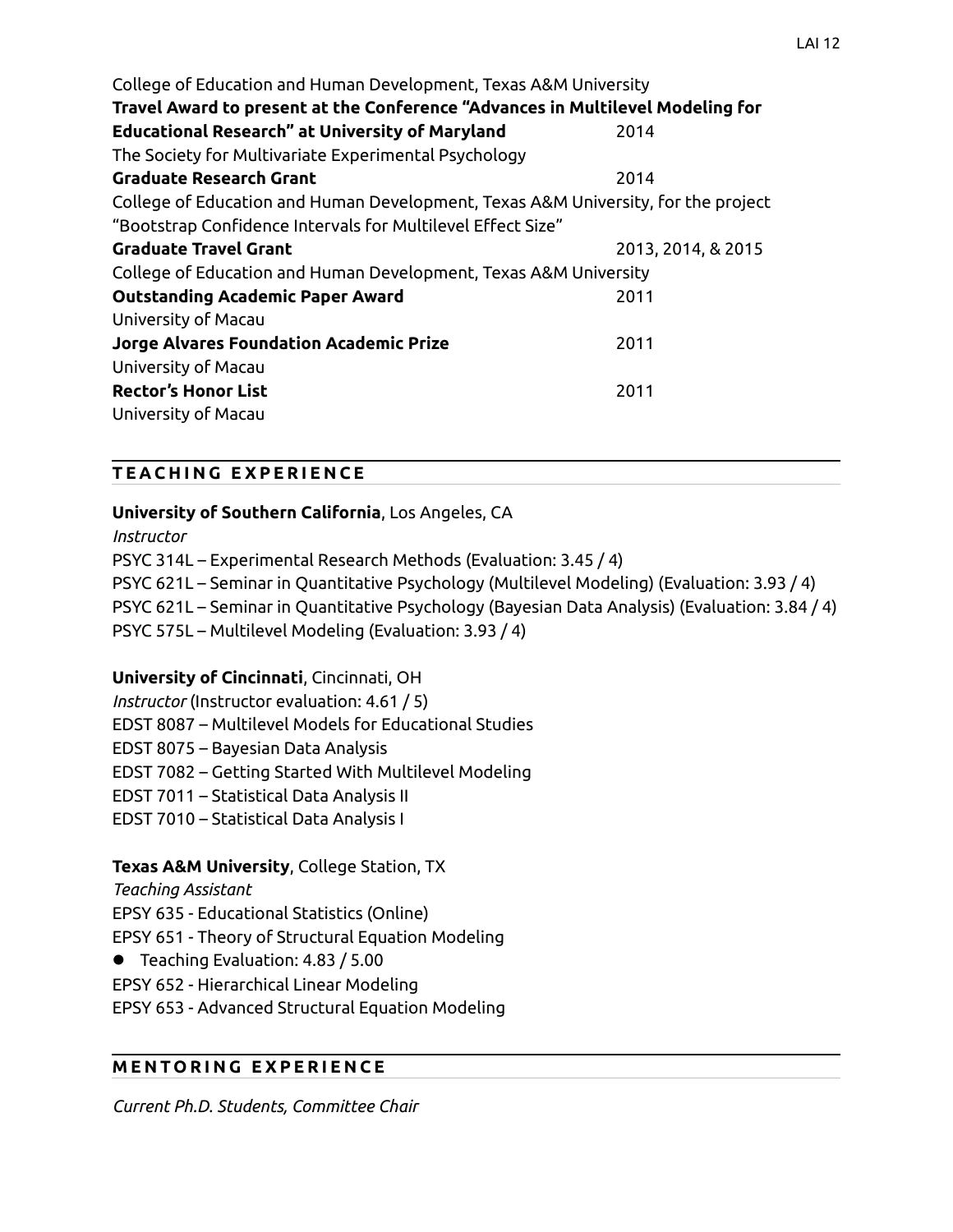College of Education and Human Development, Texas A&M University

**Travel Award to present at the Conference "Advances in Multilevel Modeling for Educational Research" at University of Maryland** 2014

The Society for Multivariate Experimental Psychology

**Graduate Research Grant** 2014

College of Education and Human Development, Texas A&M University, for the project "Bootstrap Confidence Intervals for Multilevel Effect Size"

**Graduate Travel Grant** 2013, 2014, & 2015

College of Education and Human Development, Texas A&M University

**Outstanding Academic Paper Award** 2011

University of Macau

**Jorge Alvares Foundation Academic Prize** 2011

University of Macau

**Rector's Honor List** 2011

University of Macau

## TEACHING EXPERIENCE

**University of Southern California**, Los Angeles, CA

*Instructor*

PSYC 314L – Experimental Research Methods (Evaluation: 3.45 / 4)
PSYC 621L – Seminar in Quantitative Psychology (Multilevel Modeling) (Evaluation: 3.93 / 4)
PSYC 621L – Seminar in Quantitative Psychology (Bayesian Data Analysis) (Evaluation: 3.84 / 4)
PSYC 575L – Multilevel Modeling (Evaluation: 3.93 / 4)

**University of Cincinnati**, Cincinnati, OH

*Instructor* (Instructor evaluation: 4.61 / 5)

EDST 8087 – Multilevel Models for Educational Studies
EDST 8075 – Bayesian Data Analysis
EDST 7082 – Getting Started With Multilevel Modeling
EDST 7011 – Statistical Data Analysis II
EDST 7010 – Statistical Data Analysis I

**Texas A&M University**, College Station, TX

*Teaching Assistant*

EPSY 635 - Educational Statistics (Online)
EPSY 651 - Theory of Structural Equation Modeling

- Teaching Evaluation: 4.83 / 5.00

EPSY 652 - Hierarchical Linear Modeling
EPSY 653 - Advanced Structural Equation Modeling

## MENTORING EXPERIENCE

*Current Ph.D. Students, Committee Chair*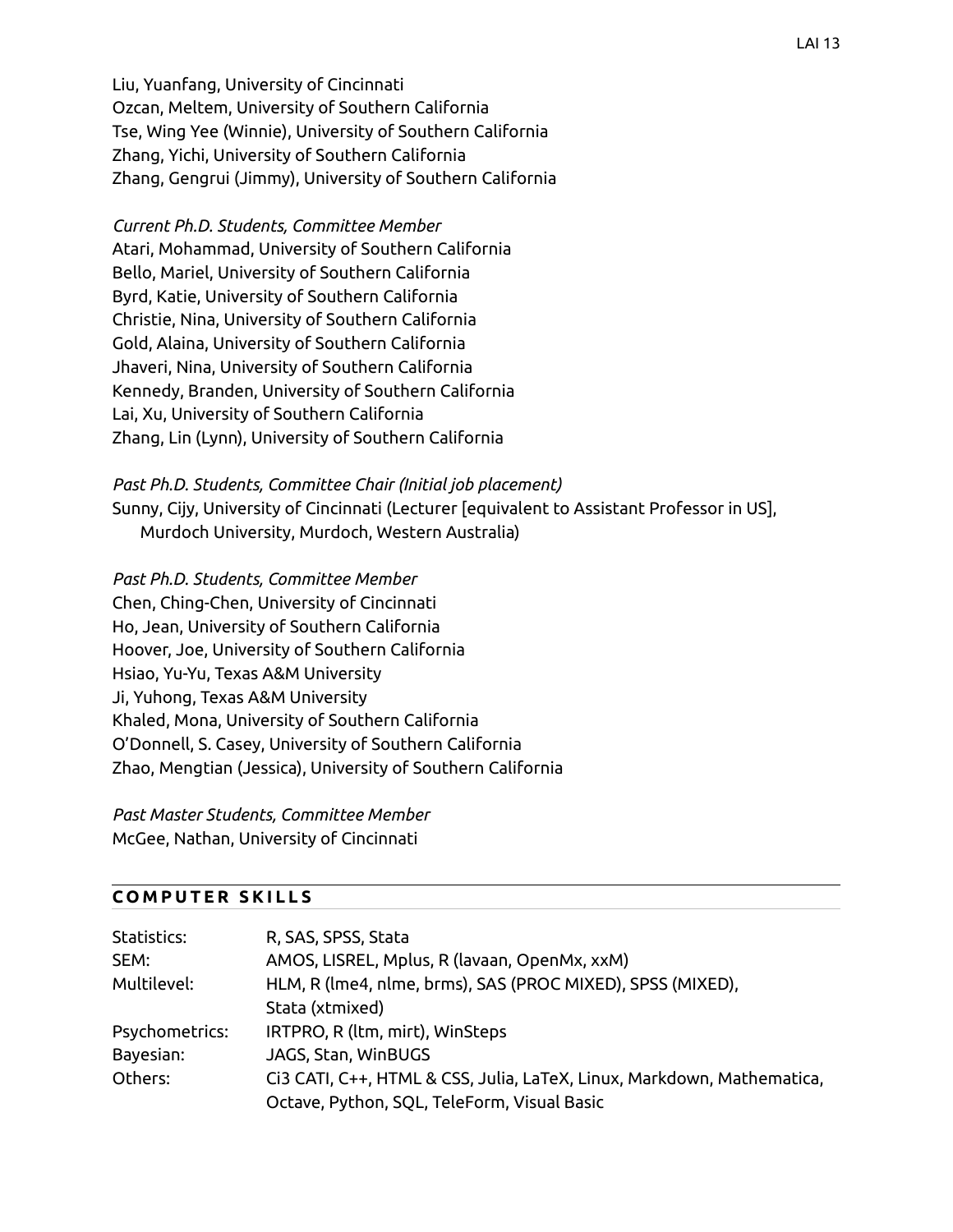Liu, Yuanfang, University of Cincinnati
Ozcan, Meltem, University of Southern California
Tse, Wing Yee (Winnie), University of Southern California
Zhang, Yichi, University of Southern California
Zhang, Gengrui (Jimmy), University of Southern California

*Current Ph.D. Students, Committee Member*
Atari, Mohammad, University of Southern California
Bello, Mariel, University of Southern California
Byrd, Katie, University of Southern California
Christie, Nina, University of Southern California
Gold, Alaina, University of Southern California
Jhaveri, Nina, University of Southern California
Kennedy, Branden, University of Southern California
Lai, Xu, University of Southern California
Zhang, Lin (Lynn), University of Southern California

*Past Ph.D. Students, Committee Chair (Initial job placement)*
Sunny, Cijy, University of Cincinnati (Lecturer [equivalent to Assistant Professor in US], Murdoch University, Murdoch, Western Australia)

*Past Ph.D. Students, Committee Member*
Chen, Ching-Chen, University of Cincinnati
Ho, Jean, University of Southern California
Hoover, Joe, University of Southern California
Hsiao, Yu-Yu, Texas A&M University
Ji, Yuhong, Texas A&M University
Khaled, Mona, University of Southern California
O'Donnell, S. Casey, University of Southern California
Zhao, Mengtian (Jessica), University of Southern California

*Past Master Students, Committee Member*
McGee, Nathan, University of Cincinnati

## COMPUTER SKILLS

| | |
|---|---|
| Statistics: | R, SAS, SPSS, Stata |
| SEM: | AMOS, LISREL, Mplus, R (lavaan, OpenMx, xxM) |
| Multilevel: | HLM, R (lme4, nlme, brms), SAS (PROC MIXED), SPSS (MIXED), Stata (xtmixed) |
| Psychometrics: | IRTPRO, R (ltm, mirt), WinSteps |
| Bayesian: | JAGS, Stan, WinBUGS |
| Others: | Ci3 CATI, C++, HTML & CSS, Julia, LaTeX, Linux, Markdown, Mathematica, Octave, Python, SQL, TeleForm, Visual Basic |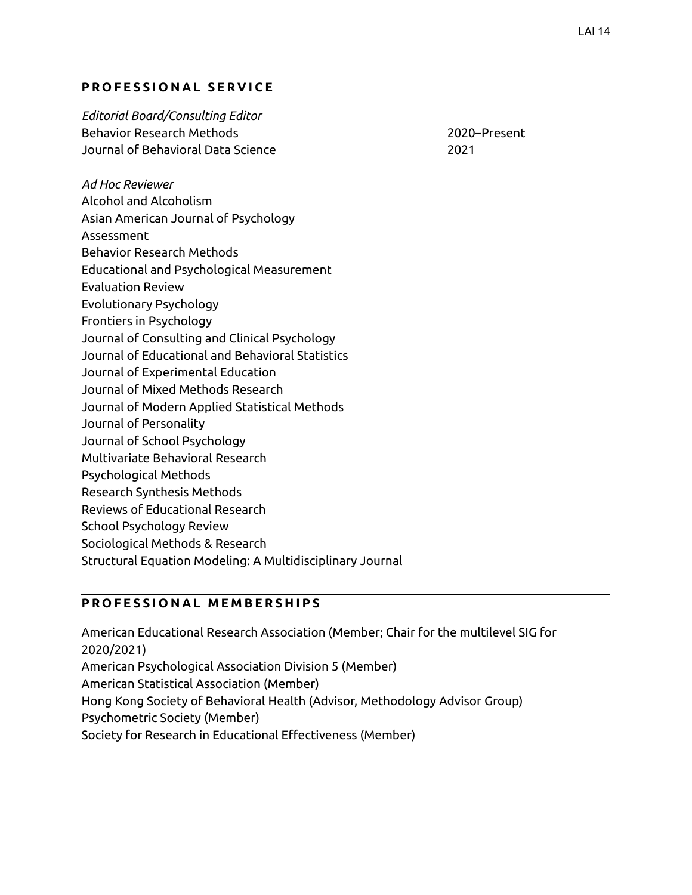## PROFESSIONAL SERVICE

*Editorial Board/Consulting Editor*

| | |
|---|---|
| Behavior Research Methods | 2020–Present |
| Journal of Behavioral Data Science | 2021 |

*Ad Hoc Reviewer*

Alcohol and Alcoholism
Asian American Journal of Psychology
Assessment
Behavior Research Methods
Educational and Psychological Measurement
Evaluation Review
Evolutionary Psychology
Frontiers in Psychology
Journal of Consulting and Clinical Psychology
Journal of Educational and Behavioral Statistics
Journal of Experimental Education
Journal of Mixed Methods Research
Journal of Modern Applied Statistical Methods
Journal of Personality
Journal of School Psychology
Multivariate Behavioral Research
Psychological Methods
Research Synthesis Methods
Reviews of Educational Research
School Psychology Review
Sociological Methods & Research
Structural Equation Modeling: A Multidisciplinary Journal

## PROFESSIONAL MEMBERSHIPS

American Educational Research Association (Member; Chair for the multilevel SIG for 2020/2021)
American Psychological Association Division 5 (Member)
American Statistical Association (Member)
Hong Kong Society of Behavioral Health (Advisor, Methodology Advisor Group)
Psychometric Society (Member)
Society for Research in Educational Effectiveness (Member)